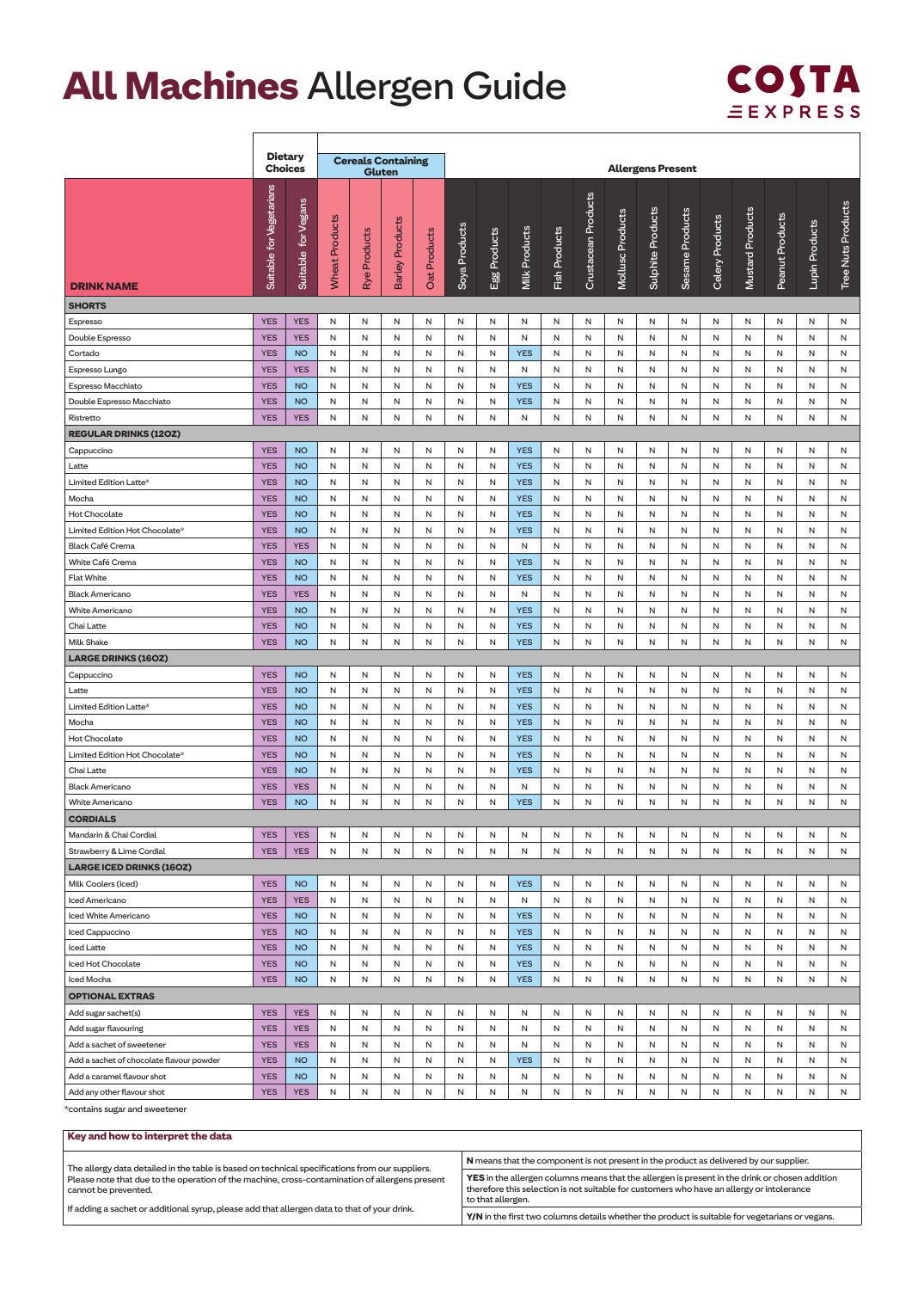# All Machines Allergen Guide

COSTA EXPRESS

| DRINK NAME | Dietary Choices | | Cereals Containing Gluten | | | | Allergens Present | | | | | | | | | | | | | |
|---|---|---|---|---|---|---|---|---|---|---|---|---|---|---|---|---|---|---|---|---|
| | Suitable for Vegetarians | Suitable for Vegans | Wheat Products | Rye Products | Barley Products | Oat Products | Soya Products | Egg Products | Milk Products | Fish Products | Crustacean Products | Mollusc Products | Sulphite Products | Sesame Products | Celery Products | Mustard Products | Peanut Products | Lupin Products | Tree Nuts Products |
| **SHORTS** | | | | | | | | | | | | | | | | | | | |
| Espresso | YES | YES | N | N | N | N | N | N | N | N | N | N | N | N | N | N | N | N | N |
| Double Espresso | YES | YES | N | N | N | N | N | N | N | N | N | N | N | N | N | N | N | N | N |
| Cortado | YES | NO | N | N | N | N | N | N | YES | N | N | N | N | N | N | N | N | N | N |
| Espresso Lungo | YES | YES | N | N | N | N | N | N | N | N | N | N | N | N | N | N | N | N | N |
| Espresso Macchiato | YES | NO | N | N | N | N | N | N | YES | N | N | N | N | N | N | N | N | N | N |
| Double Espresso Macchiato | YES | NO | N | N | N | N | N | N | YES | N | N | N | N | N | N | N | N | N | N |
| Ristretto | YES | YES | N | N | N | N | N | N | N | N | N | N | N | N | N | N | N | N | N |
| **REGULAR DRINKS (12OZ)** | | | | | | | | | | | | | | | | | | | |
| Cappuccino | YES | NO | N | N | N | N | N | N | YES | N | N | N | N | N | N | N | N | N | N |
| Latte | YES | NO | N | N | N | N | N | N | YES | N | N | N | N | N | N | N | N | N | N |
| Limited Edition Latte* | YES | NO | N | N | N | N | N | N | YES | N | N | N | N | N | N | N | N | N | N |
| Mocha | YES | NO | N | N | N | N | N | N | YES | N | N | N | N | N | N | N | N | N | N |
| Hot Chocolate | YES | NO | N | N | N | N | N | N | YES | N | N | N | N | N | N | N | N | N | N |
| Limited Edition Hot Chocolate* | YES | NO | N | N | N | N | N | N | YES | N | N | N | N | N | N | N | N | N | N |
| Black Café Crema | YES | YES | N | N | N | N | N | N | N | N | N | N | N | N | N | N | N | N | N |
| White Café Crema | YES | NO | N | N | N | N | N | N | YES | N | N | N | N | N | N | N | N | N | N |
| Flat White | YES | NO | N | N | N | N | N | N | YES | N | N | N | N | N | N | N | N | N | N |
| Black Americano | YES | YES | N | N | N | N | N | N | N | N | N | N | N | N | N | N | N | N | N |
| White Americano | YES | NO | N | N | N | N | N | N | YES | N | N | N | N | N | N | N | N | N | N |
| Chai Latte | YES | NO | N | N | N | N | N | N | YES | N | N | N | N | N | N | N | N | N | N |
| Milk Shake | YES | NO | N | N | N | N | N | N | YES | N | N | N | N | N | N | N | N | N | N |
| **LARGE DRINKS (16OZ)** | | | | | | | | | | | | | | | | | | | |
| Cappuccino | YES | NO | N | N | N | N | N | N | YES | N | N | N | N | N | N | N | N | N | N |
| Latte | YES | NO | N | N | N | N | N | N | YES | N | N | N | N | N | N | N | N | N | N |
| Limited Edition Latte* | YES | NO | N | N | N | N | N | N | YES | N | N | N | N | N | N | N | N | N | N |
| Mocha | YES | NO | N | N | N | N | N | N | YES | N | N | N | N | N | N | N | N | N | N |
| Hot Chocolate | YES | NO | N | N | N | N | N | N | YES | N | N | N | N | N | N | N | N | N | N |
| Limited Edition Hot Chocolate* | YES | NO | N | N | N | N | N | N | YES | N | N | N | N | N | N | N | N | N | N |
| Chai Latte | YES | NO | N | N | N | N | N | N | YES | N | N | N | N | N | N | N | N | N | N |
| Black Americano | YES | YES | N | N | N | N | N | N | N | N | N | N | N | N | N | N | N | N | N |
| White Americano | YES | NO | N | N | N | N | N | N | YES | N | N | N | N | N | N | N | N | N | N |
| **CORDIALS** | | | | | | | | | | | | | | | | | | | |
| Mandarin & Chai Cordial | YES | YES | N | N | N | N | N | N | N | N | N | N | N | N | N | N | N | N | N |
| Strawberry & Lime Cordial | YES | YES | N | N | N | N | N | N | N | N | N | N | N | N | N | N | N | N | N |
| **LARGE ICED DRINKS (16OZ)** | | | | | | | | | | | | | | | | | | | |
| Milk Coolers (Iced) | YES | NO | N | N | N | N | N | N | YES | N | N | N | N | N | N | N | N | N | N |
| Iced Americano | YES | YES | N | N | N | N | N | N | N | N | N | N | N | N | N | N | N | N | N |
| Iced White Americano | YES | NO | N | N | N | N | N | N | YES | N | N | N | N | N | N | N | N | N | N |
| Iced Cappuccino | YES | NO | N | N | N | N | N | N | YES | N | N | N | N | N | N | N | N | N | N |
| Iced Latte | YES | NO | N | N | N | N | N | N | YES | N | N | N | N | N | N | N | N | N | N |
| Iced Hot Chocolate | YES | NO | N | N | N | N | N | N | YES | N | N | N | N | N | N | N | N | N | N |
| Iced Mocha | YES | NO | N | N | N | N | N | N | YES | N | N | N | N | N | N | N | N | N | N |
| **OPTIONAL EXTRAS** | | | | | | | | | | | | | | | | | | | |
| Add sugar sachet(s) | YES | YES | N | N | N | N | N | N | N | N | N | N | N | N | N | N | N | N | N |
| Add sugar flavouring | YES | YES | N | N | N | N | N | N | N | N | N | N | N | N | N | N | N | N | N |
| Add a sachet of sweetener | YES | YES | N | N | N | N | N | N | N | N | N | N | N | N | N | N | N | N | N |
| Add a sachet of chocolate flavour powder | YES | NO | N | N | N | N | N | N | YES | N | N | N | N | N | N | N | N | N | N |
| Add a caramel flavour shot | YES | NO | N | N | N | N | N | N | N | N | N | N | N | N | N | N | N | N | N |
| Add any other flavour shot | YES | YES | N | N | N | N | N | N | N | N | N | N | N | N | N | N | N | N | N |

*contains sugar and sweetener

**Key and how to interpret the data**

The allergy data detailed in the table is based on technical specifications from our suppliers. Please note that due to the operation of the machine, cross-contamination of allergens present cannot be prevented.

If adding a sachet or additional syrup, please add that allergen data to that of your drink.

**N** means that the component is not present in the product as delivered by our supplier.

**YES** in the allergen columns means that the allergen is present in the drink or chosen addition therefore this selection is not suitable for customers who have an allergy or intolerance to that allergen.

**Y/N** in the first two columns details whether the product is suitable for vegetarians or vegans.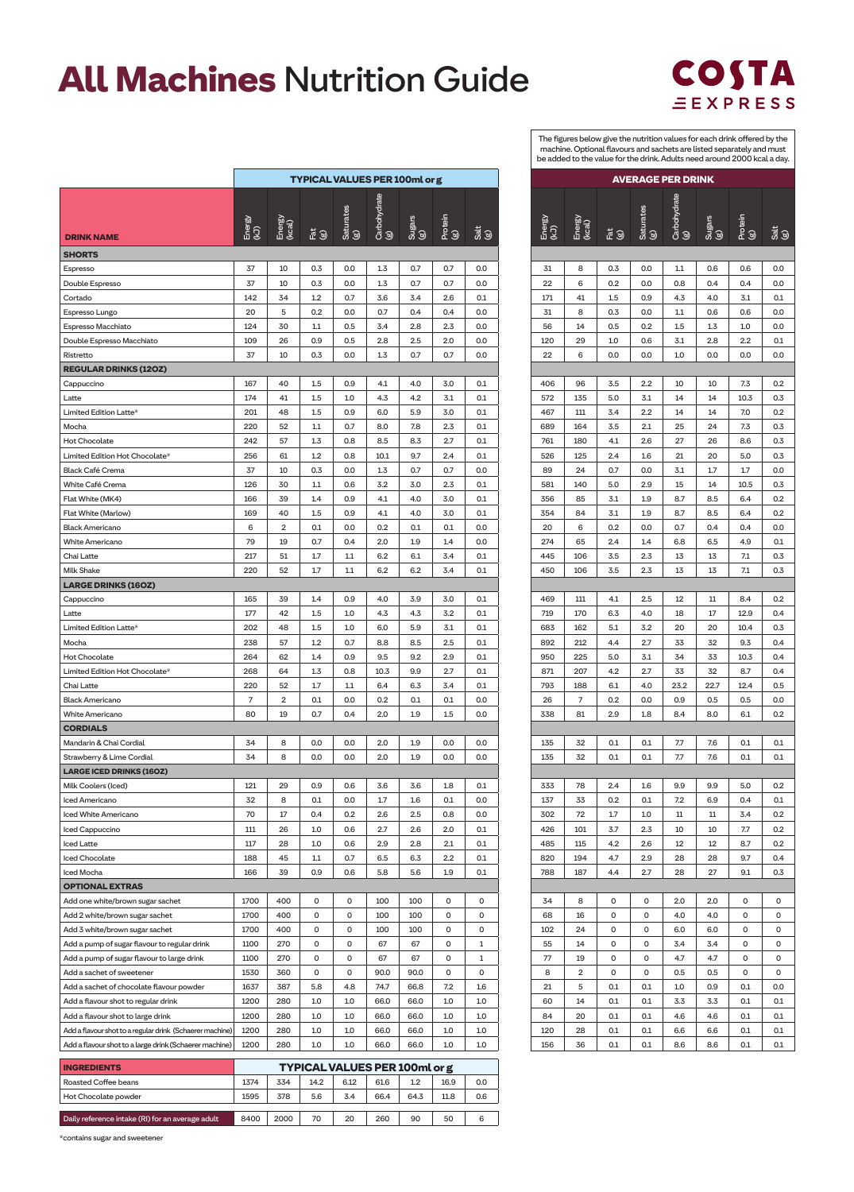# All Machines Nutrition Guide

COSTA EXPRESS

The figures below give the nutrition values for each drink offered by the machine. Optional flavours and sachets are listed separately and must be added to the value for the drink. Adults need around 2000 kcal a day.

| | TYPICAL VALUES PER 100ml or g | | | | | | | | AVERAGE PER DRINK | | | | | | | |
|---|---|---|---|---|---|---|---|---|---|---|---|---|---|---|---|---|
| DRINK NAME | Energy (kJ) | Energy (kcal) | Fat (g) | Saturates (g) | Carbohydrate (g) | Sugars (g) | Protein (g) | Salt (g) | Energy (kJ) | Energy (kcal) | Fat (g) | Saturates (g) | Carbohydrate (g) | Sugars (g) | Protein (g) | Salt (g) |
| **SHORTS** | | | | | | | | | | | | | | | | |
| Espresso | 37 | 10 | 0.3 | 0.0 | 1.3 | 0.7 | 0.7 | 0.0 | 31 | 8 | 0.3 | 0.0 | 1.1 | 0.6 | 0.6 | 0.0 |
| Double Espresso | 37 | 10 | 0.3 | 0.0 | 1.3 | 0.7 | 0.7 | 0.0 | 22 | 6 | 0.2 | 0.0 | 0.8 | 0.4 | 0.4 | 0.0 |
| Cortado | 142 | 34 | 1.2 | 0.7 | 3.6 | 3.4 | 2.6 | 0.1 | 171 | 41 | 1.5 | 0.9 | 4.3 | 4.0 | 3.1 | 0.1 |
| Espresso Lungo | 20 | 5 | 0.2 | 0.0 | 0.7 | 0.4 | 0.4 | 0.0 | 31 | 8 | 0.3 | 0.0 | 1.1 | 0.6 | 0.6 | 0.0 |
| Espresso Macchiato | 124 | 30 | 1.1 | 0.5 | 3.4 | 2.8 | 2.3 | 0.0 | 56 | 14 | 0.5 | 0.2 | 1.5 | 1.3 | 1.0 | 0.0 |
| Double Espresso Macchiato | 109 | 26 | 0.9 | 0.5 | 2.8 | 2.5 | 2.0 | 0.0 | 120 | 29 | 1.0 | 0.6 | 3.1 | 2.8 | 2.2 | 0.1 |
| Ristretto | 37 | 10 | 0.3 | 0.0 | 1.3 | 0.7 | 0.7 | 0.0 | 22 | 6 | 0.0 | 0.0 | 1.0 | 0.0 | 0.0 | 0.0 |
| **REGULAR DRINKS (12OZ)** | | | | | | | | | | | | | | | | |
| Cappuccino | 167 | 40 | 1.5 | 0.9 | 4.1 | 4.0 | 3.0 | 0.1 | 406 | 96 | 3.5 | 2.2 | 10 | 10 | 7.3 | 0.2 |
| Latte | 174 | 41 | 1.5 | 1.0 | 4.3 | 4.2 | 3.1 | 0.1 | 572 | 135 | 5.0 | 3.1 | 14 | 14 | 10.3 | 0.3 |
| Limited Edition Latte* | 201 | 48 | 1.5 | 0.9 | 6.0 | 5.9 | 3.0 | 0.1 | 467 | 111 | 3.4 | 2.2 | 14 | 14 | 7.0 | 0.2 |
| Mocha | 220 | 52 | 1.1 | 0.7 | 8.0 | 7.8 | 2.3 | 0.1 | 689 | 164 | 3.5 | 2.1 | 25 | 24 | 7.3 | 0.3 |
| Hot Chocolate | 242 | 57 | 1.3 | 0.8 | 8.5 | 8.3 | 2.7 | 0.1 | 761 | 180 | 4.1 | 2.6 | 27 | 26 | 8.6 | 0.3 |
| Limited Edition Hot Chocolate* | 256 | 61 | 1.2 | 0.8 | 10.1 | 9.7 | 2.4 | 0.1 | 526 | 125 | 2.4 | 1.6 | 21 | 20 | 5.0 | 0.3 |
| Black Café Crema | 37 | 10 | 0.3 | 0.0 | 1.3 | 0.7 | 0.7 | 0.0 | 89 | 24 | 0.7 | 0.0 | 3.1 | 1.7 | 1.7 | 0.0 |
| White Café Crema | 126 | 30 | 1.1 | 0.6 | 3.2 | 3.0 | 2.3 | 0.1 | 581 | 140 | 5.0 | 2.9 | 15 | 14 | 10.5 | 0.3 |
| Flat White (MK4) | 166 | 39 | 1.4 | 0.9 | 4.1 | 4.0 | 3.0 | 0.1 | 356 | 85 | 3.1 | 1.9 | 8.7 | 8.5 | 6.4 | 0.2 |
| Flat White (Marlow) | 169 | 40 | 1.5 | 0.9 | 4.1 | 4.0 | 3.0 | 0.1 | 354 | 84 | 3.1 | 1.9 | 8.7 | 8.5 | 6.4 | 0.2 |
| Black Americano | 6 | 2 | 0.1 | 0.0 | 0.2 | 0.1 | 0.1 | 0.0 | 20 | 6 | 0.2 | 0.0 | 0.7 | 0.4 | 0.4 | 0.0 |
| White Americano | 79 | 19 | 0.7 | 0.4 | 2.0 | 1.9 | 1.4 | 0.0 | 274 | 65 | 2.4 | 1.4 | 6.8 | 6.5 | 4.9 | 0.1 |
| Chai Latte | 217 | 51 | 1.7 | 1.1 | 6.2 | 6.1 | 3.4 | 0.1 | 445 | 106 | 3.5 | 2.3 | 13 | 13 | 7.1 | 0.3 |
| Milk Shake | 220 | 52 | 1.7 | 1.1 | 6.2 | 6.2 | 3.4 | 0.1 | 450 | 106 | 3.5 | 2.3 | 13 | 13 | 7.1 | 0.3 |
| **LARGE DRINKS (16OZ)** | | | | | | | | | | | | | | | | |
| Cappuccino | 165 | 39 | 1.4 | 0.9 | 4.0 | 3.9 | 3.0 | 0.1 | 469 | 111 | 4.1 | 2.5 | 12 | 11 | 8.4 | 0.2 |
| Latte | 177 | 42 | 1.5 | 1.0 | 4.3 | 4.3 | 3.2 | 0.1 | 719 | 170 | 6.3 | 4.0 | 18 | 17 | 12.9 | 0.4 |
| Limited Edition Latte* | 202 | 48 | 1.5 | 1.0 | 6.0 | 5.9 | 3.1 | 0.1 | 683 | 162 | 5.1 | 3.2 | 20 | 20 | 10.4 | 0.3 |
| Mocha | 238 | 57 | 1.2 | 0.7 | 8.8 | 8.5 | 2.5 | 0.1 | 892 | 212 | 4.4 | 2.7 | 33 | 32 | 9.3 | 0.4 |
| Hot Chocolate | 264 | 62 | 1.4 | 0.9 | 9.5 | 9.2 | 2.9 | 0.1 | 950 | 225 | 5.0 | 3.1 | 34 | 33 | 10.3 | 0.4 |
| Limited Edition Hot Chocolate* | 268 | 64 | 1.3 | 0.8 | 10.3 | 9.9 | 2.7 | 0.1 | 871 | 207 | 4.2 | 2.7 | 33 | 32 | 8.7 | 0.4 |
| Chai Latte | 220 | 52 | 1.7 | 1.1 | 6.4 | 6.3 | 3.4 | 0.1 | 793 | 188 | 6.1 | 4.0 | 23.2 | 22.7 | 12.4 | 0.5 |
| Black Americano | 7 | 2 | 0.1 | 0.0 | 0.2 | 0.1 | 0.1 | 0.0 | 26 | 7 | 0.2 | 0.0 | 0.9 | 0.5 | 0.5 | 0.0 |
| White Americano | 80 | 19 | 0.7 | 0.4 | 2.0 | 1.9 | 1.5 | 0.0 | 338 | 81 | 2.9 | 1.8 | 8.4 | 8.0 | 6.1 | 0.2 |
| **CORDIALS** | | | | | | | | | | | | | | | | |
| Mandarin & Chai Cordial | 34 | 8 | 0.0 | 0.0 | 2.0 | 1.9 | 0.0 | 0.0 | 135 | 32 | 0.1 | 0.1 | 7.7 | 7.6 | 0.1 | 0.1 |
| Strawberry & Lime Cordial | 34 | 8 | 0.0 | 0.0 | 2.0 | 1.9 | 0.0 | 0.0 | 135 | 32 | 0.1 | 0.1 | 7.7 | 7.6 | 0.1 | 0.1 |
| **LARGE ICED DRINKS (16OZ)** | | | | | | | | | | | | | | | | |
| Milk Coolers (Iced) | 121 | 29 | 0.9 | 0.6 | 3.6 | 3.6 | 1.8 | 0.1 | 333 | 78 | 2.4 | 1.6 | 9.9 | 9.9 | 5.0 | 0.2 |
| Iced Americano | 32 | 8 | 0.1 | 0.0 | 1.7 | 1.6 | 0.1 | 0.0 | 137 | 33 | 0.2 | 0.1 | 7.2 | 6.9 | 0.4 | 0.1 |
| Iced White Americano | 70 | 17 | 0.4 | 0.2 | 2.6 | 2.5 | 0.8 | 0.0 | 302 | 72 | 1.7 | 1.0 | 11 | 11 | 3.4 | 0.2 |
| Iced Cappuccino | 111 | 26 | 1.0 | 0.6 | 2.7 | 2.6 | 2.0 | 0.1 | 426 | 101 | 3.7 | 2.3 | 10 | 10 | 7.7 | 0.2 |
| Iced Latte | 117 | 28 | 1.0 | 0.6 | 2.9 | 2.8 | 2.1 | 0.1 | 485 | 115 | 4.2 | 2.6 | 12 | 12 | 8.7 | 0.2 |
| Iced Chocolate | 188 | 45 | 1.1 | 0.7 | 6.5 | 6.3 | 2.2 | 0.1 | 820 | 194 | 4.7 | 2.9 | 28 | 28 | 9.7 | 0.4 |
| Iced Mocha | 166 | 39 | 0.9 | 0.6 | 5.8 | 5.6 | 1.9 | 0.1 | 788 | 187 | 4.4 | 2.7 | 28 | 27 | 9.1 | 0.3 |
| **OPTIONAL EXTRAS** | | | | | | | | | | | | | | | | |
| Add one white/brown sugar sachet | 1700 | 400 | 0 | 0 | 100 | 100 | 0 | 0 | 34 | 8 | 0 | 0 | 2.0 | 2.0 | 0 | 0 |
| Add 2 white/brown sugar sachet | 1700 | 400 | 0 | 0 | 100 | 100 | 0 | 0 | 68 | 16 | 0 | 0 | 4.0 | 4.0 | 0 | 0 |
| Add 3 white/brown sugar sachet | 1700 | 400 | 0 | 0 | 100 | 100 | 0 | 0 | 102 | 24 | 0 | 0 | 6.0 | 6.0 | 0 | 0 |
| Add a pump of sugar flavour to regular drink | 1100 | 270 | 0 | 0 | 67 | 67 | 0 | 1 | 55 | 14 | 0 | 0 | 3.4 | 3.4 | 0 | 0 |
| Add a pump of sugar flavour to large drink | 1100 | 270 | 0 | 0 | 67 | 67 | 0 | 1 | 77 | 19 | 0 | 0 | 4.7 | 4.7 | 0 | 0 |
| Add a sachet of sweetener | 1530 | 360 | 0 | 0 | 90.0 | 90.0 | 0 | 0 | 8 | 2 | 0 | 0 | 0.5 | 0.5 | 0 | 0 |
| Add a sachet of chocolate flavour powder | 1637 | 387 | 5.8 | 4.8 | 74.7 | 66.8 | 7.2 | 1.6 | 21 | 5 | 0.1 | 0.1 | 1.0 | 0.9 | 0.1 | 0.0 |
| Add a flavour shot to regular drink | 1200 | 280 | 1.0 | 1.0 | 66.0 | 66.0 | 1.0 | 1.0 | 60 | 14 | 0.1 | 0.1 | 3.3 | 3.3 | 0.1 | 0.1 |
| Add a flavour shot to large drink | 1200 | 280 | 1.0 | 1.0 | 66.0 | 66.0 | 1.0 | 1.0 | 84 | 20 | 0.1 | 0.1 | 4.6 | 4.6 | 0.1 | 0.1 |
| Add a flavour shot to a regular drink (Schaerer machine) | 1200 | 280 | 1.0 | 1.0 | 66.0 | 66.0 | 1.0 | 1.0 | 120 | 28 | 0.1 | 0.1 | 6.6 | 6.6 | 0.1 | 0.1 |
| Add a flavour shot to a large drink (Schaerer machine) | 1200 | 280 | 1.0 | 1.0 | 66.0 | 66.0 | 1.0 | 1.0 | 156 | 36 | 0.1 | 0.1 | 8.6 | 8.6 | 0.1 | 0.1 |

| INGREDIENTS | TYPICAL VALUES PER 100ml or g | | | | | | | |
|---|---|---|---|---|---|---|---|---|
| Roasted Coffee beans | 1374 | 334 | 14.2 | 6.12 | 61.6 | 1.2 | 16.9 | 0.0 |
| Hot Chocolate powder | 1595 | 378 | 5.6 | 3.4 | 66.4 | 64.3 | 11.8 | 0.6 |
| Daily reference intake (RI) for an average adult | 8400 | 2000 | 70 | 20 | 260 | 90 | 50 | 6 |

*contains sugar and sweetener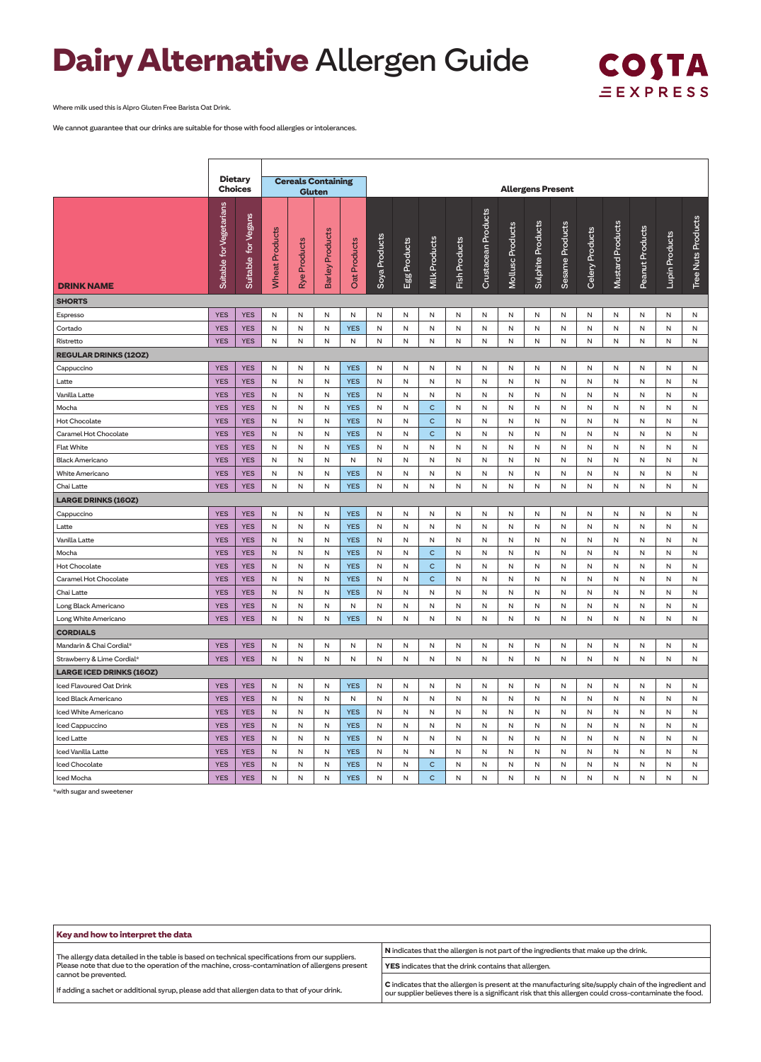# **Dairy Alternative** Allergen Guide

COSTA EXPRESS

Where milk used this is Alpro Gluten Free Barista Oat Drink.

We cannot guarantee that our drinks are suitable for those with food allergies or intolerances.

| | Dietary Choices | | Cereals Containing Gluten | | | | Allergens Present | | | | | | | | | | | | |
|---|---|---|---|---|---|---|---|---|---|---|---|---|---|---|---|---|---|---|---|
| **DRINK NAME** | Suitable for Vegetarians | Suitable for Vegans | Wheat Products | Rye Products | Barley Products | Oat Products | Soya Products | Egg Products | Milk Products | Fish Products | Crustacean Products | Mollusc Products | Sulphite Products | Sesame Products | Celery Products | Mustard Products | Peanut Products | Lupin Products | Tree Nuts Products |
| **SHORTS** | | | | | | | | | | | | | | | | | | | |
| Espresso | YES | YES | N | N | N | N | N | N | N | N | N | N | N | N | N | N | N | N | N |
| Cortado | YES | YES | N | N | N | YES | N | N | N | N | N | N | N | N | N | N | N | N | N |
| Ristretto | YES | YES | N | N | N | N | N | N | N | N | N | N | N | N | N | N | N | N | N |
| **REGULAR DRINKS (12OZ)** | | | | | | | | | | | | | | | | | | | |
| Cappuccino | YES | YES | N | N | N | YES | N | N | N | N | N | N | N | N | N | N | N | N | N |
| Latte | YES | YES | N | N | N | YES | N | N | N | N | N | N | N | N | N | N | N | N | N |
| Vanilla Latte | YES | YES | N | N | N | YES | N | N | N | N | N | N | N | N | N | N | N | N | N |
| Mocha | YES | YES | N | N | N | YES | N | N | C | N | N | N | N | N | N | N | N | N | N |
| Hot Chocolate | YES | YES | N | N | N | YES | N | N | C | N | N | N | N | N | N | N | N | N | N |
| Caramel Hot Chocolate | YES | YES | N | N | N | YES | N | N | C | N | N | N | N | N | N | N | N | N | N |
| Flat White | YES | YES | N | N | N | YES | N | N | N | N | N | N | N | N | N | N | N | N | N |
| Black Americano | YES | YES | N | N | N | N | N | N | N | N | N | N | N | N | N | N | N | N | N |
| White Americano | YES | YES | N | N | N | YES | N | N | N | N | N | N | N | N | N | N | N | N | N |
| Chai Latte | YES | YES | N | N | N | YES | N | N | N | N | N | N | N | N | N | N | N | N | N |
| **LARGE DRINKS (16OZ)** | | | | | | | | | | | | | | | | | | | |
| Cappuccino | YES | YES | N | N | N | YES | N | N | N | N | N | N | N | N | N | N | N | N | N |
| Latte | YES | YES | N | N | N | YES | N | N | N | N | N | N | N | N | N | N | N | N | N |
| Vanilla Latte | YES | YES | N | N | N | YES | N | N | N | N | N | N | N | N | N | N | N | N | N |
| Mocha | YES | YES | N | N | N | YES | N | N | C | N | N | N | N | N | N | N | N | N | N |
| Hot Chocolate | YES | YES | N | N | N | YES | N | N | C | N | N | N | N | N | N | N | N | N | N |
| Caramel Hot Chocolate | YES | YES | N | N | N | YES | N | N | C | N | N | N | N | N | N | N | N | N | N |
| Chai Latte | YES | YES | N | N | N | YES | N | N | N | N | N | N | N | N | N | N | N | N | N |
| Long Black Americano | YES | YES | N | N | N | N | N | N | N | N | N | N | N | N | N | N | N | N | N |
| Long White Americano | YES | YES | N | N | N | YES | N | N | N | N | N | N | N | N | N | N | N | N | N |
| **CORDIALS** | | | | | | | | | | | | | | | | | | | |
| Mandarin & Chai Cordial* | YES | YES | N | N | N | N | N | N | N | N | N | N | N | N | N | N | N | N | N |
| Strawberry & Lime Cordial* | YES | YES | N | N | N | N | N | N | N | N | N | N | N | N | N | N | N | N | N |
| **LARGE ICED DRINKS (16OZ)** | | | | | | | | | | | | | | | | | | | |
| Iced Flavoured Oat Drink | YES | YES | N | N | N | YES | N | N | N | N | N | N | N | N | N | N | N | N | N |
| Iced Black Americano | YES | YES | N | N | N | N | N | N | N | N | N | N | N | N | N | N | N | N | N |
| Iced White Americano | YES | YES | N | N | N | YES | N | N | N | N | N | N | N | N | N | N | N | N | N |
| Iced Cappuccino | YES | YES | N | N | N | YES | N | N | N | N | N | N | N | N | N | N | N | N | N |
| Iced Latte | YES | YES | N | N | N | YES | N | N | N | N | N | N | N | N | N | N | N | N | N |
| Iced Vanilla Latte | YES | YES | N | N | N | YES | N | N | N | N | N | N | N | N | N | N | N | N | N |
| Iced Chocolate | YES | YES | N | N | N | YES | N | N | C | N | N | N | N | N | N | N | N | N | N |
| Iced Mocha | YES | YES | N | N | N | YES | N | N | C | N | N | N | N | N | N | N | N | N | N |

*with sugar and sweetener

**Key and how to interpret the data**

The allergy data detailed in the table is based on technical specifications from our suppliers. Please note that due to the operation of the machine, cross-contamination of allergens present cannot be prevented.

If adding a sachet or additional syrup, please add that allergen data to that of your drink.

**N** indicates that the allergen is not part of the ingredients that make up the drink.

**YES** indicates that the drink contains that allergen.

**C** indicates that the allergen is present at the manufacturing site/supply chain of the ingredient and our supplier believes there is a significant risk that this allergen could cross-contaminate the food.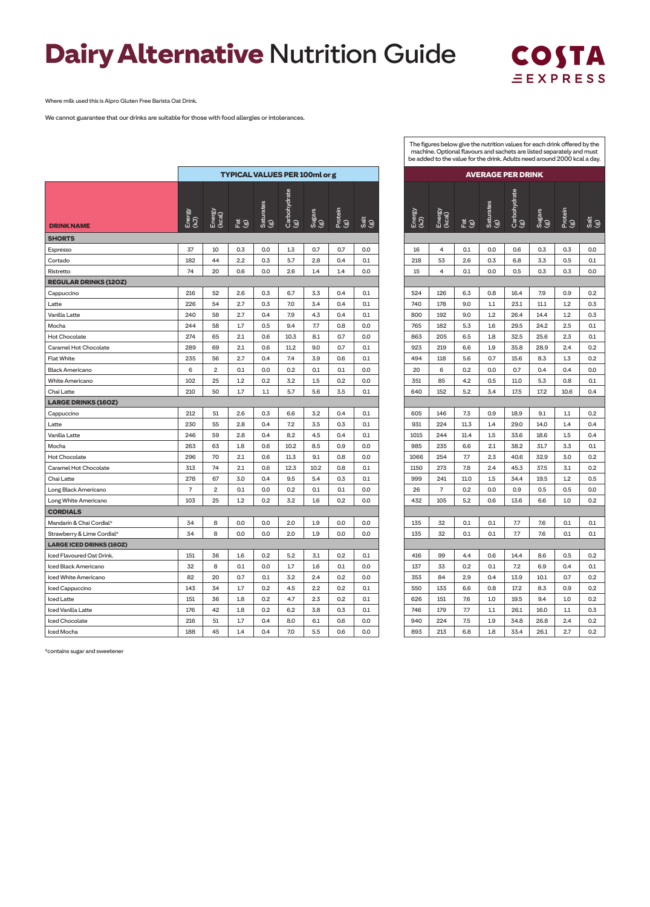# **Dairy Alternative** Nutrition Guide

COSTA EXPRESS

Where milk used this is Alpro Gluten Free Barista Oat Drink.

We cannot guarantee that our drinks are suitable for those with food allergies or intolerances.

The figures below give the nutrition values for each drink offered by the machine. Optional flavours and sachets are listed separately and must be added to the value for the drink. Adults need around 2000 kcal a day.

| | TYPICAL VALUES PER 100ml or g | | | | | | | | AVERAGE PER DRINK | | | | | | | |
|---|---|---|---|---|---|---|---|---|---|---|---|---|---|---|---|---|
| **DRINK NAME** | Energy (kJ) | Energy (kcal) | Fat (g) | Saturates (g) | Carbohydrate (g) | Sugars (g) | Protein (g) | Salt (g) | Energy (kJ) | Energy (kcal) | Fat (g) | Saturates (g) | Carbohydrate (g) | Sugars (g) | Protein (g) | Salt (g) |
| **SHORTS** | | | | | | | | | | | | | | | | |
| Espresso | 37 | 10 | 0.3 | 0.0 | 1.3 | 0.7 | 0.7 | 0.0 | 16 | 4 | 0.1 | 0.0 | 0.6 | 0.3 | 0.3 | 0.0 |
| Cortado | 182 | 44 | 2.2 | 0.3 | 5.7 | 2.8 | 0.4 | 0.1 | 218 | 53 | 2.6 | 0.3 | 6.8 | 3.3 | 0.5 | 0.1 |
| Ristretto | 74 | 20 | 0.6 | 0.0 | 2.6 | 1.4 | 1.4 | 0.0 | 15 | 4 | 0.1 | 0.0 | 0.5 | 0.3 | 0.3 | 0.0 |
| **REGULAR DRINKS (12OZ)** | | | | | | | | | | | | | | | | |
| Cappuccino | 216 | 52 | 2.6 | 0.3 | 6.7 | 3.3 | 0.4 | 0.1 | 524 | 126 | 6.3 | 0.8 | 16.4 | 7.9 | 0.9 | 0.2 |
| Latte | 226 | 54 | 2.7 | 0.3 | 7.0 | 3.4 | 0.4 | 0.1 | 740 | 178 | 9.0 | 1.1 | 23.1 | 11.1 | 1.2 | 0.3 |
| Vanilla Latte | 240 | 58 | 2.7 | 0.4 | 7.9 | 4.3 | 0.4 | 0.1 | 800 | 192 | 9.0 | 1.2 | 26.4 | 14.4 | 1.2 | 0.3 |
| Mocha | 244 | 58 | 1.7 | 0.5 | 9.4 | 7.7 | 0.8 | 0.0 | 765 | 182 | 5.3 | 1.6 | 29.5 | 24.2 | 2.5 | 0.1 |
| Hot Chocolate | 274 | 65 | 2.1 | 0.6 | 10.3 | 8.1 | 0.7 | 0.0 | 863 | 205 | 6.5 | 1.8 | 32.5 | 25.6 | 2.3 | 0.1 |
| Caramel Hot Chocolate | 289 | 69 | 2.1 | 0.6 | 11.2 | 9.0 | 0.7 | 0.1 | 923 | 219 | 6.6 | 1.9 | 35.8 | 28.9 | 2.4 | 0.2 |
| Flat White | 235 | 56 | 2.7 | 0.4 | 7.4 | 3.9 | 0.6 | 0.1 | 494 | 118 | 5.6 | 0.7 | 15.6 | 8.3 | 1.3 | 0.2 |
| Black Americano | 6 | 2 | 0.1 | 0.0 | 0.2 | 0.1 | 0.1 | 0.0 | 20 | 6 | 0.2 | 0.0 | 0.7 | 0.4 | 0.4 | 0.0 |
| White Americano | 102 | 25 | 1.2 | 0.2 | 3.2 | 1.5 | 0.2 | 0.0 | 351 | 85 | 4.2 | 0.5 | 11.0 | 5.3 | 0.8 | 0.1 |
| Chai Latte | 210 | 50 | 1.7 | 1.1 | 5.7 | 5.6 | 3.5 | 0.1 | 640 | 152 | 5.2 | 3.4 | 17.5 | 17.2 | 10.6 | 0.4 |
| **LARGE DRINKS (16OZ)** | | | | | | | | | | | | | | | | |
| Cappuccino | 212 | 51 | 2.6 | 0.3 | 6.6 | 3.2 | 0.4 | 0.1 | 605 | 146 | 7.3 | 0.9 | 18.9 | 9.1 | 1.1 | 0.2 |
| Latte | 230 | 55 | 2.8 | 0.4 | 7.2 | 3.5 | 0.3 | 0.1 | 931 | 224 | 11.3 | 1.4 | 29.0 | 14.0 | 1.4 | 0.4 |
| Vanilla Latte | 246 | 59 | 2.8 | 0.4 | 8.2 | 4.5 | 0.4 | 0.1 | 1015 | 244 | 11.4 | 1.5 | 33.6 | 18.6 | 1.5 | 0.4 |
| Mocha | 263 | 63 | 1.8 | 0.6 | 10.2 | 8.5 | 0.9 | 0.0 | 985 | 235 | 6.6 | 2.1 | 38.2 | 31.7 | 3.3 | 0.1 |
| Hot Chocolate | 296 | 70 | 2.1 | 0.6 | 11.3 | 9.1 | 0.8 | 0.0 | 1066 | 254 | 7.7 | 2.3 | 40.6 | 32.9 | 3.0 | 0.2 |
| Caramel Hot Chocolate | 313 | 74 | 2.1 | 0.6 | 12.3 | 10.2 | 0.8 | 0.1 | 1150 | 273 | 7.8 | 2.4 | 45.3 | 37.5 | 3.1 | 0.2 |
| Chai Latte | 278 | 67 | 3.0 | 0.4 | 9.5 | 5.4 | 0.3 | 0.1 | 999 | 241 | 11.0 | 1.5 | 34.4 | 19.5 | 1.2 | 0.5 |
| Long Black Americano | 7 | 2 | 0.1 | 0.0 | 0.2 | 0.1 | 0.1 | 0.0 | 26 | 7 | 0.2 | 0.0 | 0.9 | 0.5 | 0.5 | 0.0 |
| Long White Americano | 103 | 25 | 1.2 | 0.2 | 3.2 | 1.6 | 0.2 | 0.0 | 432 | 105 | 5.2 | 0.6 | 13.6 | 6.6 | 1.0 | 0.2 |
| **CORDIALS** | | | | | | | | | | | | | | | | |
| Mandarin & Chai Cordial* | 34 | 8 | 0.0 | 0.0 | 2.0 | 1.9 | 0.0 | 0.0 | 135 | 32 | 0.1 | 0.1 | 7.7 | 7.6 | 0.1 | 0.1 |
| Strawberry & Lime Cordial* | 34 | 8 | 0.0 | 0.0 | 2.0 | 1.9 | 0.0 | 0.0 | 135 | 32 | 0.1 | 0.1 | 7.7 | 7.6 | 0.1 | 0.1 |
| **LARGE ICED DRINKS (16OZ)** | | | | | | | | | | | | | | | | |
| Iced Flavoured Oat Drink. | 151 | 36 | 1.6 | 0.2 | 5.2 | 3.1 | 0.2 | 0.1 | 416 | 99 | 4.4 | 0.6 | 14.4 | 8.6 | 0.5 | 0.2 |
| Iced Black Americano | 32 | 8 | 0.1 | 0.0 | 1.7 | 1.6 | 0.1 | 0.0 | 137 | 33 | 0.2 | 0.1 | 7.2 | 6.9 | 0.4 | 0.1 |
| Iced White Americano | 82 | 20 | 0.7 | 0.1 | 3.2 | 2.4 | 0.2 | 0.0 | 353 | 84 | 2.9 | 0.4 | 13.9 | 10.1 | 0.7 | 0.2 |
| Iced Cappuccino | 143 | 34 | 1.7 | 0.2 | 4.5 | 2.2 | 0.2 | 0.1 | 550 | 133 | 6.6 | 0.8 | 17.2 | 8.3 | 0.9 | 0.2 |
| Iced Latte | 151 | 36 | 1.8 | 0.2 | 4.7 | 2.3 | 0.2 | 0.1 | 626 | 151 | 7.6 | 1.0 | 19.5 | 9.4 | 1.0 | 0.2 |
| Iced Vanilla Latte | 176 | 42 | 1.8 | 0.2 | 6.2 | 3.8 | 0.3 | 0.1 | 746 | 179 | 7.7 | 1.1 | 26.1 | 16.0 | 1.1 | 0.3 |
| Iced Chocolate | 216 | 51 | 1.7 | 0.4 | 8.0 | 6.1 | 0.6 | 0.0 | 940 | 224 | 7.5 | 1.9 | 34.8 | 26.8 | 2.4 | 0.2 |
| Iced Mocha | 188 | 45 | 1.4 | 0.4 | 7.0 | 5.5 | 0.6 | 0.0 | 893 | 213 | 6.8 | 1.8 | 33.4 | 26.1 | 2.7 | 0.2 |

*contains sugar and sweetener